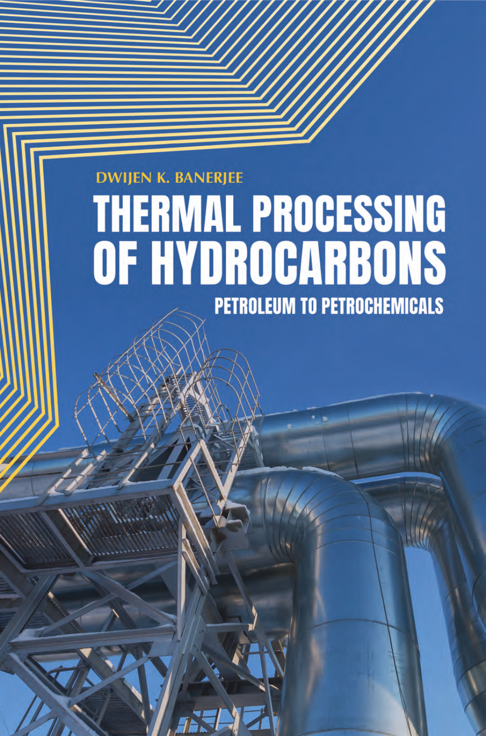DWIJEN K. BANERJEE

# THERMAL PROCESSING OF HYDROCARBONS

## PETROLEUM TO PETROCHEMICALS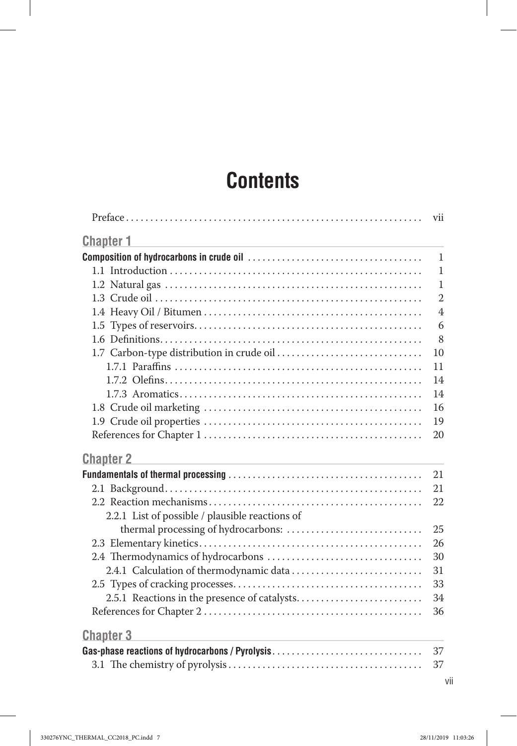# Contents

Preface ........................................................... vii

## Chapter 1

**Composition of hydrocarbons in crude oil** ........................................... 1

1.1 Introduction ........................................................... 1

1.2 Natural gas ........................................................... 1

1.3 Crude oil ........................................................... 2

1.4 Heavy Oil / Bitumen ........................................................... 4

1.5 Types of reservoirs ........................................................... 6

1.6 Definitions ........................................................... 8

1.7 Carbon-type distribution in crude oil ........................................................... 10

1.7.1 Paraffins ........................................................... 11

1.7.2 Olefins ........................................................... 14

1.7.3 Aromatics ........................................................... 14

1.8 Crude oil marketing ........................................................... 16

1.9 Crude oil properties ........................................................... 19

References for Chapter 1 ........................................................... 20

## Chapter 2

**Fundamentals of thermal processing** ........................................... 21

2.1 Background ........................................................... 21

2.2 Reaction mechanisms ........................................................... 22

2.2.1 List of possible / plausible reactions of thermal processing of hydrocarbons: ........................................................... 25

2.3 Elementary kinetics ........................................................... 26

2.4 Thermodynamics of hydrocarbons ........................................................... 30

2.4.1 Calculation of thermodynamic data ........................................................... 31

2.5 Types of cracking processes ........................................................... 33

2.5.1 Reactions in the presence of catalysts ........................................................... 34

References for Chapter 2 ........................................................... 36

## Chapter 3

**Gas-phase reactions of hydrocarbons / Pyrolysis** ........................................... 37

3.1 The chemistry of pyrolysis ........................................................... 37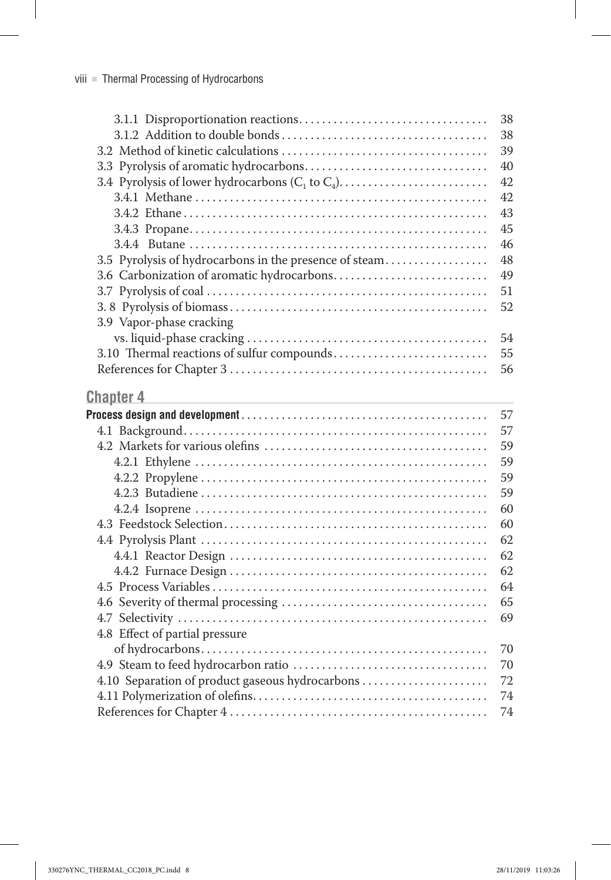3.1.1 Disproportionation reactions . . . . . . . . . . 38
3.1.2 Addition to double bonds . . . . . . . . . . 38
3.2 Method of kinetic calculations . . . . . . . . . . 39
3.3 Pyrolysis of aromatic hydrocarbons . . . . . . . . . . 40
3.4 Pyrolysis of lower hydrocarbons ($C_1$ to $C_4$) . . . . . . . . . . 42
3.4.1 Methane . . . . . . . . . . 42
3.4.2 Ethane . . . . . . . . . . 43
3.4.3 Propane . . . . . . . . . . 45
3.4.4 Butane . . . . . . . . . . 46
3.5 Pyrolysis of hydrocarbons in the presence of steam . . . . . . . . . . 48
3.6 Carbonization of aromatic hydrocarbons . . . . . . . . . . 49
3.7 Pyrolysis of coal . . . . . . . . . . 51
3. 8 Pyrolysis of biomass . . . . . . . . . . 52
3.9 Vapor-phase cracking vs. liquid-phase cracking . . . . . . . . . . 54
3.10 Thermal reactions of sulfur compounds . . . . . . . . . . 55
References for Chapter 3 . . . . . . . . . . 56

## Chapter 4

**Process design and development** . . . . . . . . . . 57
4.1 Background . . . . . . . . . . 57
4.2 Markets for various olefins . . . . . . . . . . 59
4.2.1 Ethylene . . . . . . . . . . 59
4.2.2 Propylene . . . . . . . . . . 59
4.2.3 Butadiene . . . . . . . . . . 59
4.2.4 Isoprene . . . . . . . . . . 60
4.3 Feedstock Selection . . . . . . . . . . 60
4.4 Pyrolysis Plant . . . . . . . . . . 62
4.4.1 Reactor Design . . . . . . . . . . 62
4.4.2 Furnace Design . . . . . . . . . . 62
4.5 Process Variables . . . . . . . . . . 64
4.6 Severity of thermal processing . . . . . . . . . . 65
4.7 Selectivity . . . . . . . . . . 69
4.8 Effect of partial pressure of hydrocarbons . . . . . . . . . . 70
4.9 Steam to feed hydrocarbon ratio . . . . . . . . . . 70
4.10 Separation of product gaseous hydrocarbons . . . . . . . . . . 72
4.11 Polymerization of olefins . . . . . . . . . . 74
References for Chapter 4 . . . . . . . . . . 74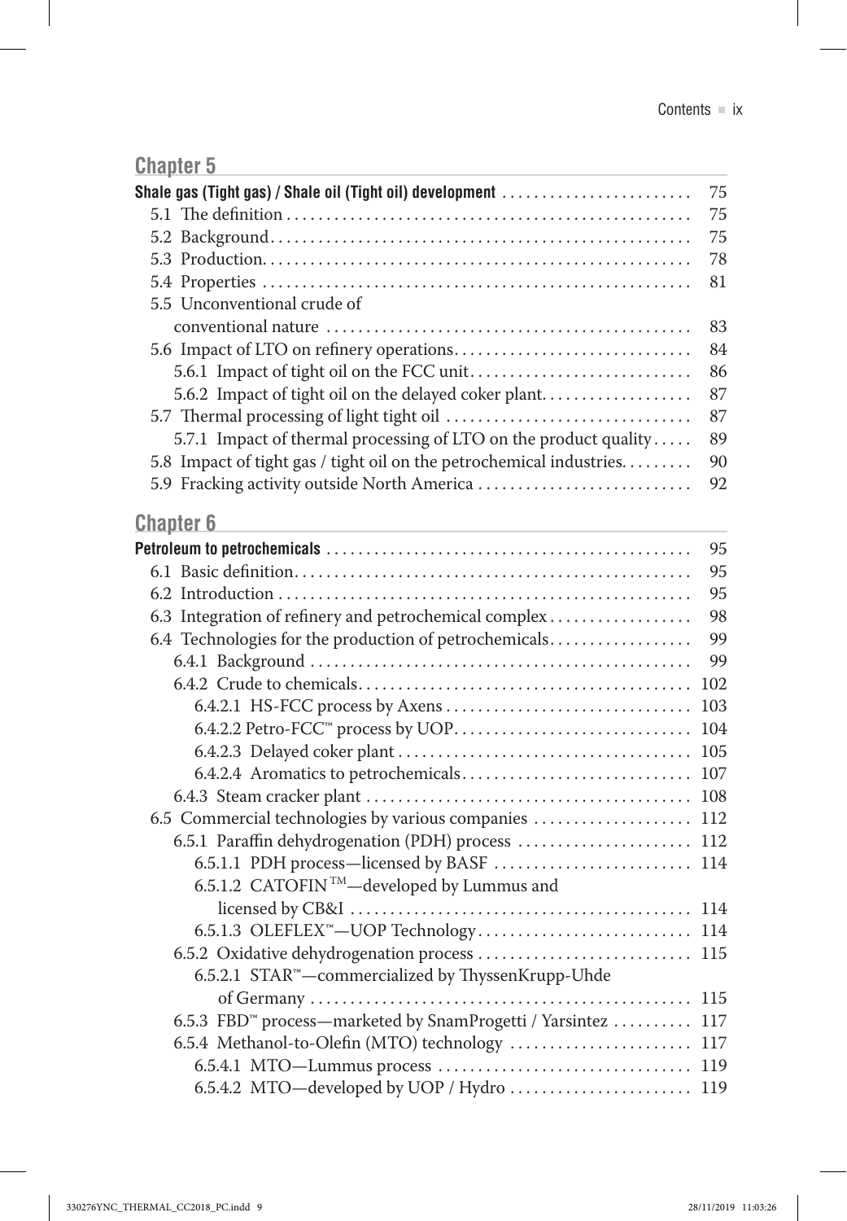## Chapter 5

**Shale gas (Tight gas) / Shale oil (Tight oil) development** ........ 75

- 5.1 The definition ........ 75
- 5.2 Background ........ 75
- 5.3 Production ........ 78
- 5.4 Properties ........ 81
- 5.5 Unconventional crude of conventional nature ........ 83
- 5.6 Impact of LTO on refinery operations ........ 84
  - 5.6.1 Impact of tight oil on the FCC unit ........ 86
  - 5.6.2 Impact of tight oil on the delayed coker plant ........ 87
- 5.7 Thermal processing of light tight oil ........ 87
  - 5.7.1 Impact of thermal processing of LTO on the product quality ........ 89
- 5.8 Impact of tight gas / tight oil on the petrochemical industries ........ 90
- 5.9 Fracking activity outside North America ........ 92

## Chapter 6

**Petroleum to petrochemicals** ........ 95

- 6.1 Basic definition ........ 95
- 6.2 Introduction ........ 95
- 6.3 Integration of refinery and petrochemical complex ........ 98
- 6.4 Technologies for the production of petrochemicals ........ 99
  - 6.4.1 Background ........ 99
  - 6.4.2 Crude to chemicals ........ 102
    - 6.4.2.1 HS-FCC process by Axens ........ 103
    - 6.4.2.2 Petro-FCC™ process by UOP ........ 104
    - 6.4.2.3 Delayed coker plant ........ 105
    - 6.4.2.4 Aromatics to petrochemicals ........ 107
  - 6.4.3 Steam cracker plant ........ 108
- 6.5 Commercial technologies by various companies ........ 112
  - 6.5.1 Paraffin dehydrogenation (PDH) process ........ 112
    - 6.5.1.1 PDH process—licensed by BASF ........ 114
    - 6.5.1.2 CATOFIN™—developed by Lummus and licensed by CB&I ........ 114
    - 6.5.1.3 OLEFLEX™—UOP Technology ........ 114
  - 6.5.2 Oxidative dehydrogenation process ........ 115
    - 6.5.2.1 STAR™—commercialized by ThyssenKrupp-Uhde of Germany ........ 115
  - 6.5.3 FBD™ process—marketed by SnamProgetti / Yarsintez ........ 117
  - 6.5.4 Methanol-to-Olefin (MTO) technology ........ 117
    - 6.5.4.1 MTO—Lummus process ........ 119
    - 6.5.4.2 MTO—developed by UOP / Hydro ........ 119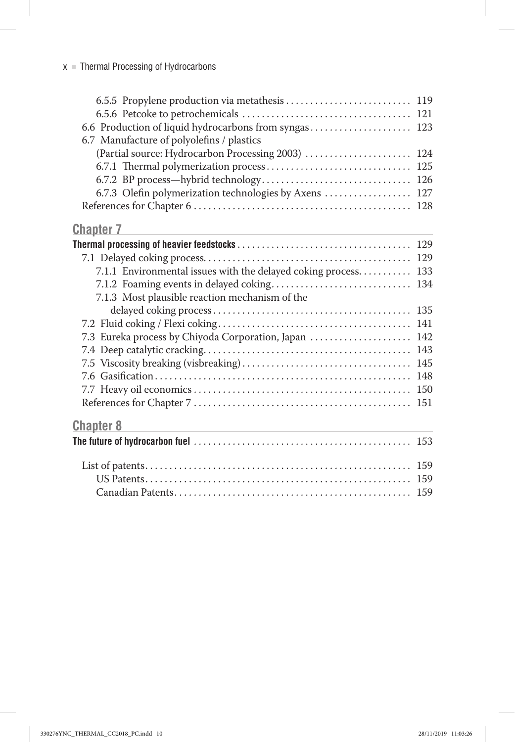6.5.5 Propylene production via metathesis .......................... 119
6.5.6 Petcoke to petrochemicals .................................. 121
6.6 Production of liquid hydrocarbons from syngas ..................... 123
6.7 Manufacture of polyolefins / plastics
(Partial source: Hydrocarbon Processing 2003) ...................... 124
6.7.1 Thermal polymerization process ............................. 125
6.7.2 BP process—hybrid technology ............................... 126
6.7.3 Olefin polymerization technologies by Axens .................. 127
References for Chapter 6 ............................................ 128

## Chapter 7

**Thermal processing of heavier feedstocks** .................................... 129
7.1 Delayed coking process .......................................... 129
7.1.1 Environmental issues with the delayed coking process .......... 133
7.1.2 Foaming events in delayed coking ............................ 134
7.1.3 Most plausible reaction mechanism of the
delayed coking process ......................................... 135
7.2 Fluid coking / Flexi coking ....................................... 141
7.3 Eureka process by Chiyoda Corporation, Japan ..................... 142
7.4 Deep catalytic cracking .......................................... 143
7.5 Viscosity breaking (visbreaking) .................................. 145
7.6 Gasification ..................................................... 148
7.7 Heavy oil economics ............................................. 150
References for Chapter 7 ............................................ 151

## Chapter 8

**The future of hydrocarbon fuel** ............................................ 153

List of patents ...................................................... 159
US Patents ...................................................... 159
Canadian Patents ................................................ 159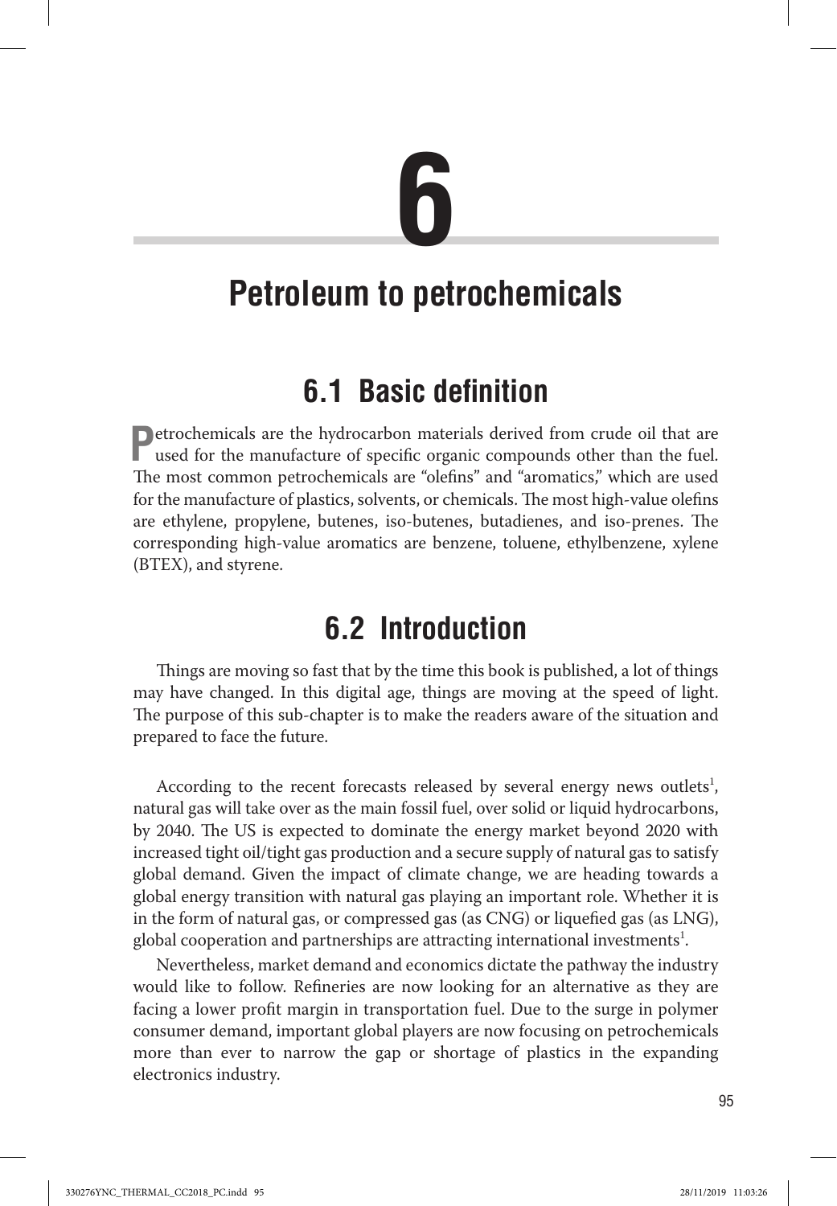# 6

# Petroleum to petrochemicals

## 6.1 Basic definition

Petrochemicals are the hydrocarbon materials derived from crude oil that are used for the manufacture of specific organic compounds other than the fuel. The most common petrochemicals are "olefins" and "aromatics," which are used for the manufacture of plastics, solvents, or chemicals. The most high-value olefins are ethylene, propylene, butenes, iso-butenes, butadienes, and iso-prenes. The corresponding high-value aromatics are benzene, toluene, ethylbenzene, xylene (BTEX), and styrene.

## 6.2 Introduction

Things are moving so fast that by the time this book is published, a lot of things may have changed. In this digital age, things are moving at the speed of light. The purpose of this sub-chapter is to make the readers aware of the situation and prepared to face the future.

According to the recent forecasts released by several energy news outlets[1], natural gas will take over as the main fossil fuel, over solid or liquid hydrocarbons, by 2040. The US is expected to dominate the energy market beyond 2020 with increased tight oil/tight gas production and a secure supply of natural gas to satisfy global demand. Given the impact of climate change, we are heading towards a global energy transition with natural gas playing an important role. Whether it is in the form of natural gas, or compressed gas (as CNG) or liquefied gas (as LNG), global cooperation and partnerships are attracting international investments[1].

Nevertheless, market demand and economics dictate the pathway the industry would like to follow. Refineries are now looking for an alternative as they are facing a lower profit margin in transportation fuel. Due to the surge in polymer consumer demand, important global players are now focusing on petrochemicals more than ever to narrow the gap or shortage of plastics in the expanding electronics industry.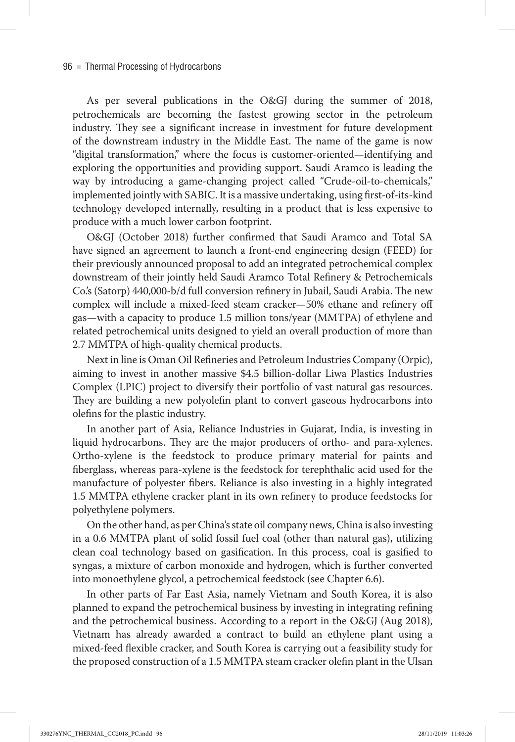As per several publications in the O&GJ during the summer of 2018, petrochemicals are becoming the fastest growing sector in the petroleum industry. They see a significant increase in investment for future development of the downstream industry in the Middle East. The name of the game is now "digital transformation," where the focus is customer-oriented—identifying and exploring the opportunities and providing support. Saudi Aramco is leading the way by introducing a game-changing project called "Crude-oil-to-chemicals," implemented jointly with SABIC. It is a massive undertaking, using first-of-its-kind technology developed internally, resulting in a product that is less expensive to produce with a much lower carbon footprint.

O&GJ (October 2018) further confirmed that Saudi Aramco and Total SA have signed an agreement to launch a front-end engineering design (FEED) for their previously announced proposal to add an integrated petrochemical complex downstream of their jointly held Saudi Aramco Total Refinery & Petrochemicals Co.'s (Satorp) 440,000-b/d full conversion refinery in Jubail, Saudi Arabia. The new complex will include a mixed-feed steam cracker—50% ethane and refinery off gas—with a capacity to produce 1.5 million tons/year (MMTPA) of ethylene and related petrochemical units designed to yield an overall production of more than 2.7 MMTPA of high-quality chemical products.

Next in line is Oman Oil Refineries and Petroleum Industries Company (Orpic), aiming to invest in another massive $4.5 billion-dollar Liwa Plastics Industries Complex (LPIC) project to diversify their portfolio of vast natural gas resources. They are building a new polyolefin plant to convert gaseous hydrocarbons into olefins for the plastic industry.

In another part of Asia, Reliance Industries in Gujarat, India, is investing in liquid hydrocarbons. They are the major producers of ortho- and para-xylenes. Ortho-xylene is the feedstock to produce primary material for paints and fiberglass, whereas para-xylene is the feedstock for terephthalic acid used for the manufacture of polyester fibers. Reliance is also investing in a highly integrated 1.5 MMTPA ethylene cracker plant in its own refinery to produce feedstocks for polyethylene polymers.

On the other hand, as per China's state oil company news, China is also investing in a 0.6 MMTPA plant of solid fossil fuel coal (other than natural gas), utilizing clean coal technology based on gasification. In this process, coal is gasified to syngas, a mixture of carbon monoxide and hydrogen, which is further converted into monoethylene glycol, a petrochemical feedstock (see Chapter 6.6).

In other parts of Far East Asia, namely Vietnam and South Korea, it is also planned to expand the petrochemical business by investing in integrating refining and the petrochemical business. According to a report in the O&GJ (Aug 2018), Vietnam has already awarded a contract to build an ethylene plant using a mixed-feed flexible cracker, and South Korea is carrying out a feasibility study for the proposed construction of a 1.5 MMTPA steam cracker olefin plant in the Ulsan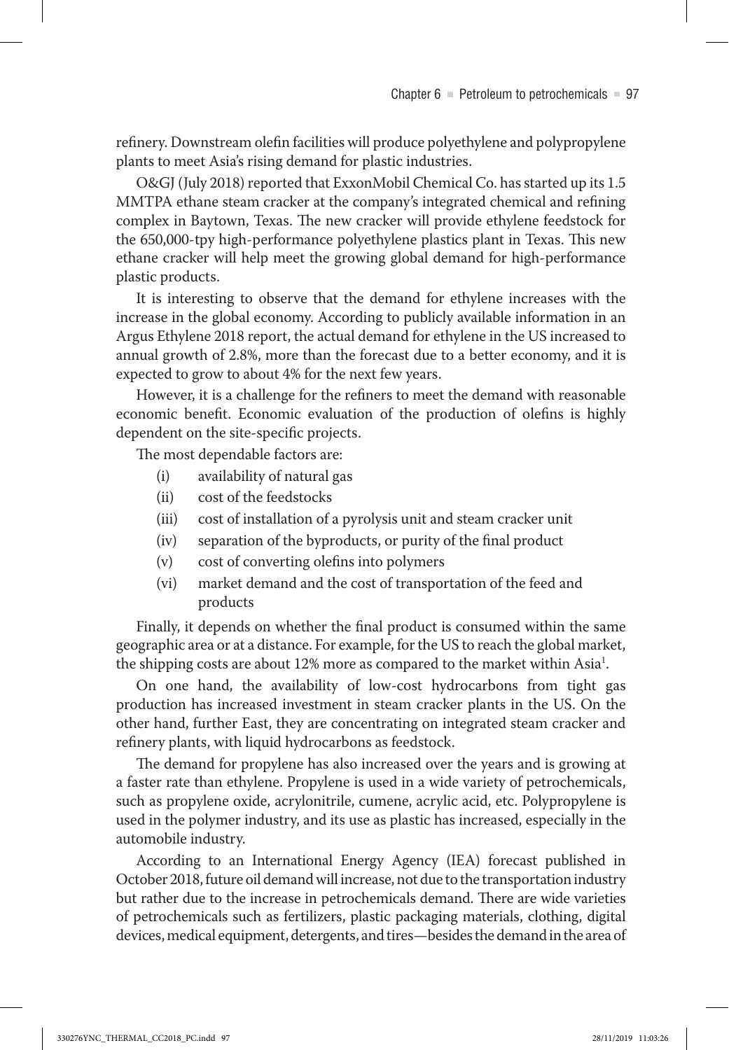refinery. Downstream olefin facilities will produce polyethylene and polypropylene plants to meet Asia's rising demand for plastic industries.

O&GJ (July 2018) reported that ExxonMobil Chemical Co. has started up its 1.5 MMTPA ethane steam cracker at the company's integrated chemical and refining complex in Baytown, Texas. The new cracker will provide ethylene feedstock for the 650,000-tpy high-performance polyethylene plastics plant in Texas. This new ethane cracker will help meet the growing global demand for high-performance plastic products.

It is interesting to observe that the demand for ethylene increases with the increase in the global economy. According to publicly available information in an Argus Ethylene 2018 report, the actual demand for ethylene in the US increased to annual growth of 2.8%, more than the forecast due to a better economy, and it is expected to grow to about 4% for the next few years.

However, it is a challenge for the refiners to meet the demand with reasonable economic benefit. Economic evaluation of the production of olefins is highly dependent on the site-specific projects.

The most dependable factors are:

(i) availability of natural gas
(ii) cost of the feedstocks
(iii) cost of installation of a pyrolysis unit and steam cracker unit
(iv) separation of the byproducts, or purity of the final product
(v) cost of converting olefins into polymers
(vi) market demand and the cost of transportation of the feed and products

Finally, it depends on whether the final product is consumed within the same geographic area or at a distance. For example, for the US to reach the global market, the shipping costs are about 12% more as compared to the market within Asia[1].

On one hand, the availability of low-cost hydrocarbons from tight gas production has increased investment in steam cracker plants in the US. On the other hand, further East, they are concentrating on integrated steam cracker and refinery plants, with liquid hydrocarbons as feedstock.

The demand for propylene has also increased over the years and is growing at a faster rate than ethylene. Propylene is used in a wide variety of petrochemicals, such as propylene oxide, acrylonitrile, cumene, acrylic acid, etc. Polypropylene is used in the polymer industry, and its use as plastic has increased, especially in the automobile industry.

According to an International Energy Agency (IEA) forecast published in October 2018, future oil demand will increase, not due to the transportation industry but rather due to the increase in petrochemicals demand. There are wide varieties of petrochemicals such as fertilizers, plastic packaging materials, clothing, digital devices, medical equipment, detergents, and tires—besides the demand in the area of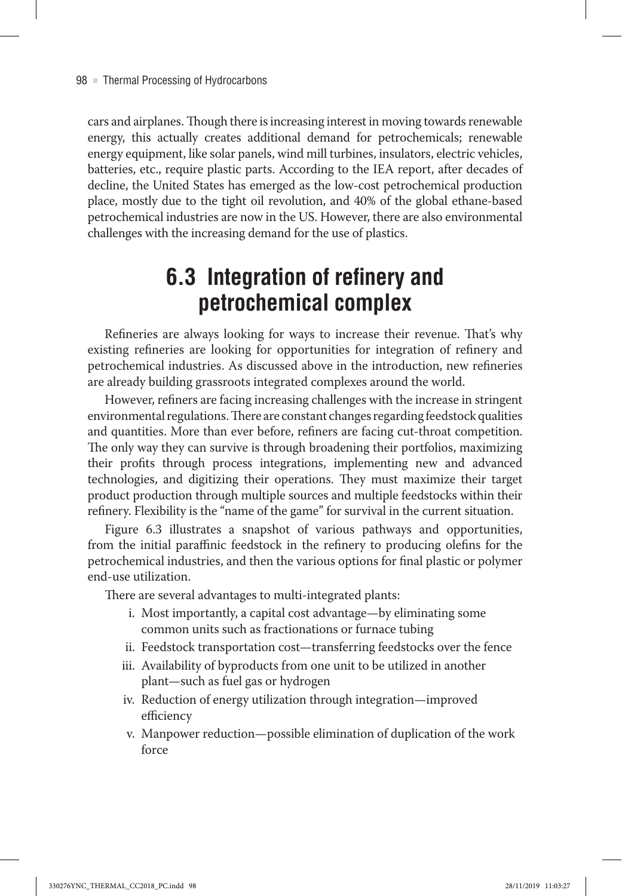cars and airplanes. Though there is increasing interest in moving towards renewable energy, this actually creates additional demand for petrochemicals; renewable energy equipment, like solar panels, wind mill turbines, insulators, electric vehicles, batteries, etc., require plastic parts. According to the IEA report, after decades of decline, the United States has emerged as the low-cost petrochemical production place, mostly due to the tight oil revolution, and 40% of the global ethane-based petrochemical industries are now in the US. However, there are also environmental challenges with the increasing demand for the use of plastics.

## 6.3 Integration of refinery and petrochemical complex

Refineries are always looking for ways to increase their revenue. That's why existing refineries are looking for opportunities for integration of refinery and petrochemical industries. As discussed above in the introduction, new refineries are already building grassroots integrated complexes around the world.

However, refiners are facing increasing challenges with the increase in stringent environmental regulations. There are constant changes regarding feedstock qualities and quantities. More than ever before, refiners are facing cut-throat competition. The only way they can survive is through broadening their portfolios, maximizing their profits through process integrations, implementing new and advanced technologies, and digitizing their operations. They must maximize their target product production through multiple sources and multiple feedstocks within their refinery. Flexibility is the "name of the game" for survival in the current situation.

Figure 6.3 illustrates a snapshot of various pathways and opportunities, from the initial paraffinic feedstock in the refinery to producing olefins for the petrochemical industries, and then the various options for final plastic or polymer end-use utilization.

There are several advantages to multi-integrated plants:

i. Most importantly, a capital cost advantage—by eliminating some common units such as fractionations or furnace tubing
ii. Feedstock transportation cost—transferring feedstocks over the fence
iii. Availability of byproducts from one unit to be utilized in another plant—such as fuel gas or hydrogen
iv. Reduction of energy utilization through integration—improved efficiency
v. Manpower reduction—possible elimination of duplication of the work force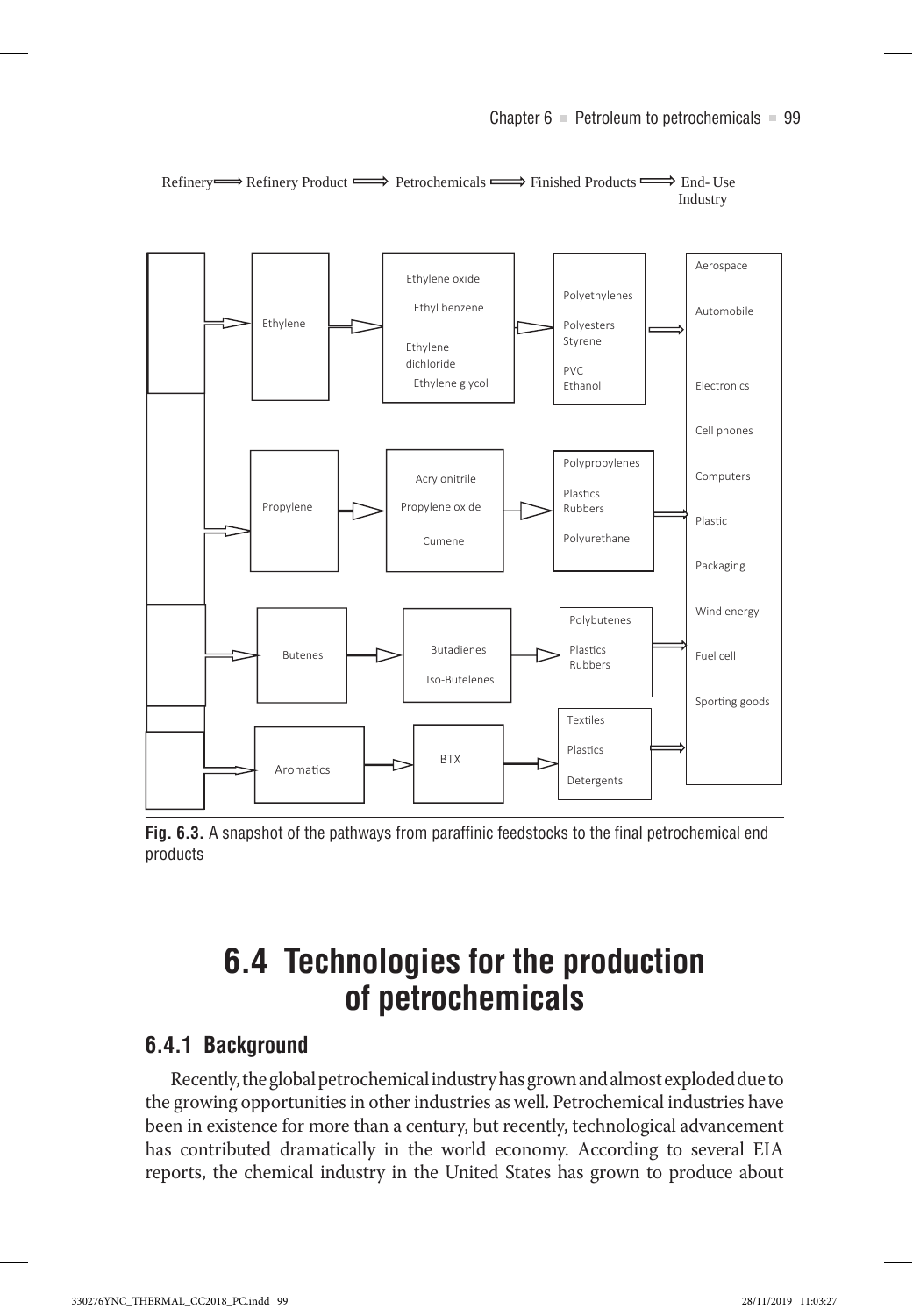Refinery ⟹ Refinery Product ⟹ Petrochemicals ⟹ Finished Products ⟹ End- Use Industry

| Refinery Product | Petrochemicals | Finished Products | End-Use Industry |
|---|---|---|---|
| Ethylene | Ethylene oxide<br>Ethyl benzene<br>Ethylene dichloride<br>Ethylene glycol | Polyethylenes<br>Polyesters<br>Styrene<br>PVC<br>Ethanol | Aerospace<br>Automobile<br>Electronics<br>Cell phones<br>Computers<br>Plastic<br>Packaging<br>Wind energy<br>Fuel cell<br>Sporting goods |
| Propylene | Acrylonitrile<br>Propylene oxide<br>Cumene | Polypropylenes<br>Plastics<br>Rubbers<br>Polyurethane | |
| Butenes | Butadienes<br>Iso-Butelenes | Polybutenes<br>Plastics<br>Rubbers | |
| Aromatics | BTX | Textiles<br>Plastics<br>Detergents | |

**Fig. 6.3.** A snapshot of the pathways from paraffinic feedstocks to the final petrochemical end products

# 6.4 Technologies for the production of petrochemicals

## 6.4.1 Background

Recently, the global petrochemical industry has grown and almost exploded due to the growing opportunities in other industries as well. Petrochemical industries have been in existence for more than a century, but recently, technological advancement has contributed dramatically in the world economy. According to several EIA reports, the chemical industry in the United States has grown to produce about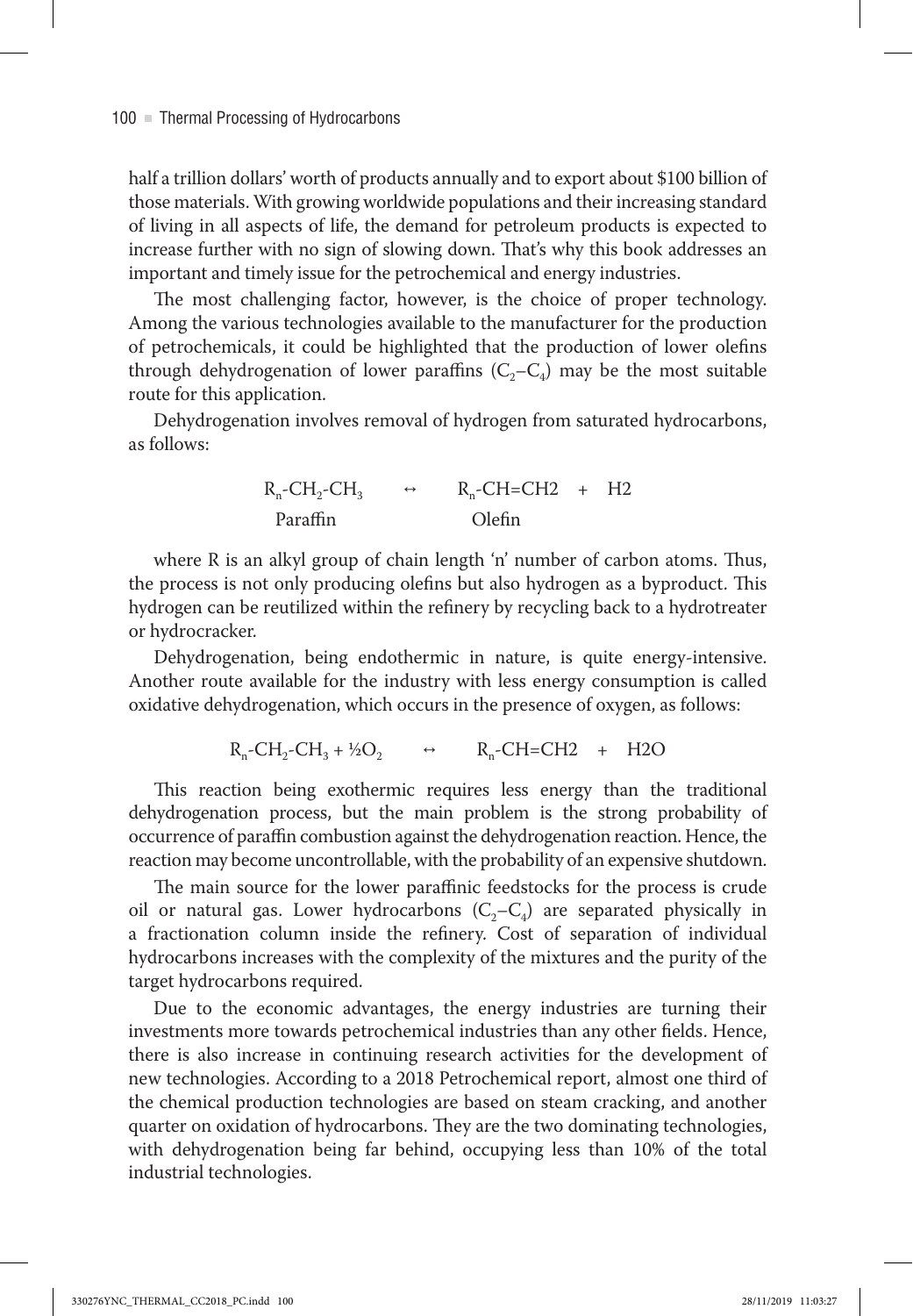half a trillion dollars' worth of products annually and to export about $100 billion of those materials. With growing worldwide populations and their increasing standard of living in all aspects of life, the demand for petroleum products is expected to increase further with no sign of slowing down. That's why this book addresses an important and timely issue for the petrochemical and energy industries.

The most challenging factor, however, is the choice of proper technology. Among the various technologies available to the manufacturer for the production of petrochemicals, it could be highlighted that the production of lower olefins through dehydrogenation of lower paraffins ($C_2$–$C_4$) may be the most suitable route for this application.

Dehydrogenation involves removal of hydrogen from saturated hydrocarbons, as follows:

$$\underset{\text{Paraffin}}{R_n\text{-}CH_2\text{-}CH_3} \quad \leftrightarrow \quad \underset{\text{Olefin}}{R_n\text{-}CH{=}CH2} \quad + \quad H2$$

where R is an alkyl group of chain length 'n' number of carbon atoms. Thus, the process is not only producing olefins but also hydrogen as a byproduct. This hydrogen can be reutilized within the refinery by recycling back to a hydrotreater or hydrocracker.

Dehydrogenation, being endothermic in nature, is quite energy-intensive. Another route available for the industry with less energy consumption is called oxidative dehydrogenation, which occurs in the presence of oxygen, as follows:

$$R_n\text{-}CH_2\text{-}CH_3 + ½O_2 \quad \leftrightarrow \quad R_n\text{-}CH{=}CH2 \quad + \quad H2O$$

This reaction being exothermic requires less energy than the traditional dehydrogenation process, but the main problem is the strong probability of occurrence of paraffin combustion against the dehydrogenation reaction. Hence, the reaction may become uncontrollable, with the probability of an expensive shutdown.

The main source for the lower paraffinic feedstocks for the process is crude oil or natural gas. Lower hydrocarbons ($C_2$–$C_4$) are separated physically in a fractionation column inside the refinery. Cost of separation of individual hydrocarbons increases with the complexity of the mixtures and the purity of the target hydrocarbons required.

Due to the economic advantages, the energy industries are turning their investments more towards petrochemical industries than any other fields. Hence, there is also increase in continuing research activities for the development of new technologies. According to a 2018 Petrochemical report, almost one third of the chemical production technologies are based on steam cracking, and another quarter on oxidation of hydrocarbons. They are the two dominating technologies, with dehydrogenation being far behind, occupying less than 10% of the total industrial technologies.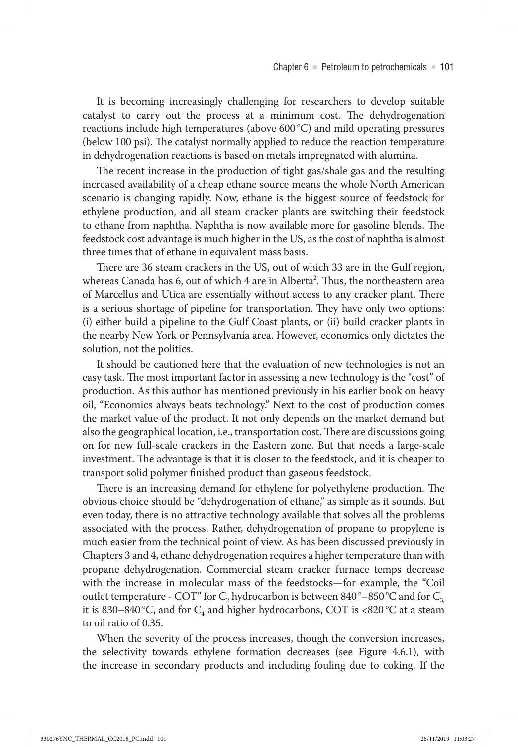It is becoming increasingly challenging for researchers to develop suitable catalyst to carry out the process at a minimum cost. The dehydrogenation reactions include high temperatures (above 600 °C) and mild operating pressures (below 100 psi). The catalyst normally applied to reduce the reaction temperature in dehydrogenation reactions is based on metals impregnated with alumina.

The recent increase in the production of tight gas/shale gas and the resulting increased availability of a cheap ethane source means the whole North American scenario is changing rapidly. Now, ethane is the biggest source of feedstock for ethylene production, and all steam cracker plants are switching their feedstock to ethane from naphtha. Naphtha is now available more for gasoline blends. The feedstock cost advantage is much higher in the US, as the cost of naphtha is almost three times that of ethane in equivalent mass basis.

There are 36 steam crackers in the US, out of which 33 are in the Gulf region, whereas Canada has 6, out of which 4 are in Alberta[2]. Thus, the northeastern area of Marcellus and Utica are essentially without access to any cracker plant. There is a serious shortage of pipeline for transportation. They have only two options: (i) either build a pipeline to the Gulf Coast plants, or (ii) build cracker plants in the nearby New York or Pennsylvania area. However, economics only dictates the solution, not the politics.

It should be cautioned here that the evaluation of new technologies is not an easy task. The most important factor in assessing a new technology is the "cost" of production. As this author has mentioned previously in his earlier book on heavy oil, "Economics always beats technology." Next to the cost of production comes the market value of the product. It not only depends on the market demand but also the geographical location, i.e., transportation cost. There are discussions going on for new full-scale crackers in the Eastern zone. But that needs a large-scale investment. The advantage is that it is closer to the feedstock, and it is cheaper to transport solid polymer finished product than gaseous feedstock.

There is an increasing demand for ethylene for polyethylene production. The obvious choice should be "dehydrogenation of ethane," as simple as it sounds. But even today, there is no attractive technology available that solves all the problems associated with the process. Rather, dehydrogenation of propane to propylene is much easier from the technical point of view. As has been discussed previously in Chapters 3 and 4, ethane dehydrogenation requires a higher temperature than with propane dehydrogenation. Commercial steam cracker furnace temps decrease with the increase in molecular mass of the feedstocks—for example, the "Coil outlet temperature - COT" for $C_2$ hydrocarbon is between 840 °–850 °C and for $C_3$, it is 830–840 °C, and for $C_4$ and higher hydrocarbons, COT is <820 °C at a steam to oil ratio of 0.35.

When the severity of the process increases, though the conversion increases, the selectivity towards ethylene formation decreases (see Figure 4.6.1), with the increase in secondary products and including fouling due to coking. If the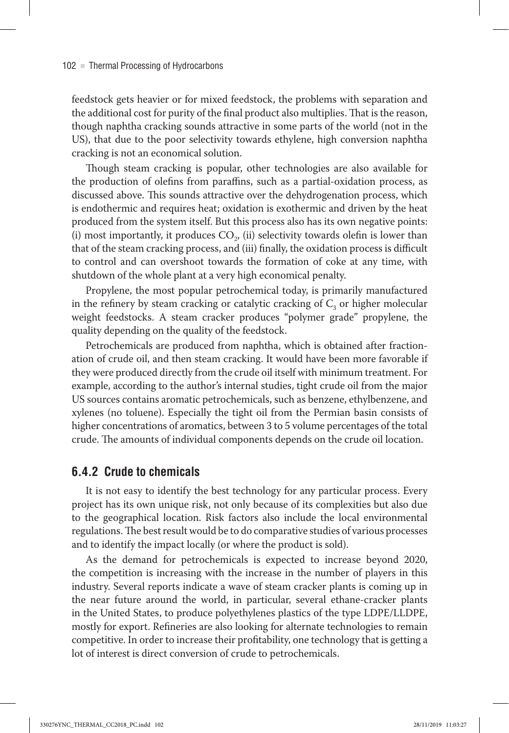feedstock gets heavier or for mixed feedstock, the problems with separation and the additional cost for purity of the final product also multiplies. That is the reason, though naphtha cracking sounds attractive in some parts of the world (not in the US), that due to the poor selectivity towards ethylene, high conversion naphtha cracking is not an economical solution.

Though steam cracking is popular, other technologies are also available for the production of olefins from paraffins, such as a partial-oxidation process, as discussed above. This sounds attractive over the dehydrogenation process, which is endothermic and requires heat; oxidation is exothermic and driven by the heat produced from the system itself. But this process also has its own negative points: (i) most importantly, it produces $CO_2$, (ii) selectivity towards olefin is lower than that of the steam cracking process, and (iii) finally, the oxidation process is difficult to control and can overshoot towards the formation of coke at any time, with shutdown of the whole plant at a very high economical penalty.

Propylene, the most popular petrochemical today, is primarily manufactured in the refinery by steam cracking or catalytic cracking of $C_3$ or higher molecular weight feedstocks. A steam cracker produces "polymer grade" propylene, the quality depending on the quality of the feedstock.

Petrochemicals are produced from naphtha, which is obtained after fractionation of crude oil, and then steam cracking. It would have been more favorable if they were produced directly from the crude oil itself with minimum treatment. For example, according to the author's internal studies, tight crude oil from the major US sources contains aromatic petrochemicals, such as benzene, ethylbenzene, and xylenes (no toluene). Especially the tight oil from the Permian basin consists of higher concentrations of aromatics, between 3 to 5 volume percentages of the total crude. The amounts of individual components depends on the crude oil location.

### 6.4.2 Crude to chemicals

It is not easy to identify the best technology for any particular process. Every project has its own unique risk, not only because of its complexities but also due to the geographical location. Risk factors also include the local environmental regulations. The best result would be to do comparative studies of various processes and to identify the impact locally (or where the product is sold).

As the demand for petrochemicals is expected to increase beyond 2020, the competition is increasing with the increase in the number of players in this industry. Several reports indicate a wave of steam cracker plants is coming up in the near future around the world, in particular, several ethane-cracker plants in the United States, to produce polyethylenes plastics of the type LDPE/LLDPE, mostly for export. Refineries are also looking for alternate technologies to remain competitive. In order to increase their profitability, one technology that is getting a lot of interest is direct conversion of crude to petrochemicals.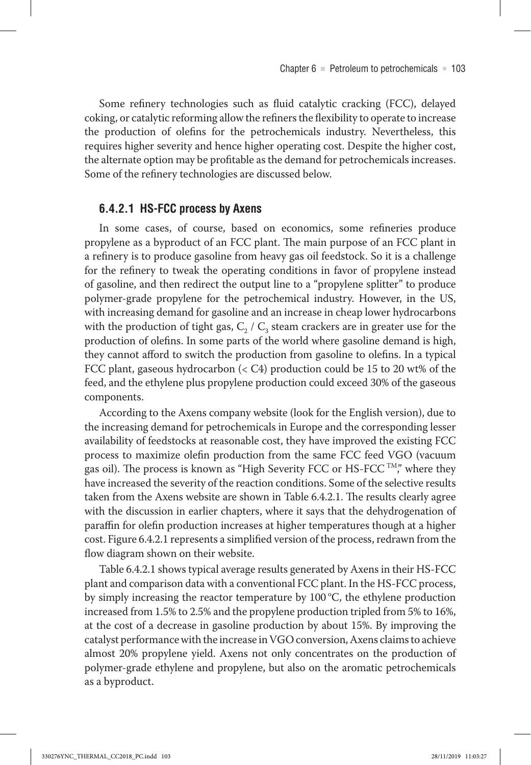Some refinery technologies such as fluid catalytic cracking (FCC), delayed coking, or catalytic reforming allow the refiners the flexibility to operate to increase the production of olefins for the petrochemicals industry. Nevertheless, this requires higher severity and hence higher operating cost. Despite the higher cost, the alternate option may be profitable as the demand for petrochemicals increases. Some of the refinery technologies are discussed below.

### 6.4.2.1 HS-FCC process by Axens

In some cases, of course, based on economics, some refineries produce propylene as a byproduct of an FCC plant. The main purpose of an FCC plant in a refinery is to produce gasoline from heavy gas oil feedstock. So it is a challenge for the refinery to tweak the operating conditions in favor of propylene instead of gasoline, and then redirect the output line to a "propylene splitter" to produce polymer-grade propylene for the petrochemical industry. However, in the US, with increasing demand for gasoline and an increase in cheap lower hydrocarbons with the production of tight gas, $C_2$ / $C_3$ steam crackers are in greater use for the production of olefins. In some parts of the world where gasoline demand is high, they cannot afford to switch the production from gasoline to olefins. In a typical FCC plant, gaseous hydrocarbon (< C4) production could be 15 to 20 wt% of the feed, and the ethylene plus propylene production could exceed 30% of the gaseous components.

According to the Axens company website (look for the English version), due to the increasing demand for petrochemicals in Europe and the corresponding lesser availability of feedstocks at reasonable cost, they have improved the existing FCC process to maximize olefin production from the same FCC feed VGO (vacuum gas oil). The process is known as "High Severity FCC or HS-FCC™," where they have increased the severity of the reaction conditions. Some of the selective results taken from the Axens website are shown in Table 6.4.2.1. The results clearly agree with the discussion in earlier chapters, where it says that the dehydrogenation of paraffin for olefin production increases at higher temperatures though at a higher cost. Figure 6.4.2.1 represents a simplified version of the process, redrawn from the flow diagram shown on their website.

Table 6.4.2.1 shows typical average results generated by Axens in their HS-FCC plant and comparison data with a conventional FCC plant. In the HS-FCC process, by simply increasing the reactor temperature by 100 °C, the ethylene production increased from 1.5% to 2.5% and the propylene production tripled from 5% to 16%, at the cost of a decrease in gasoline production by about 15%. By improving the catalyst performance with the increase in VGO conversion, Axens claims to achieve almost 20% propylene yield. Axens not only concentrates on the production of polymer-grade ethylene and propylene, but also on the aromatic petrochemicals as a byproduct.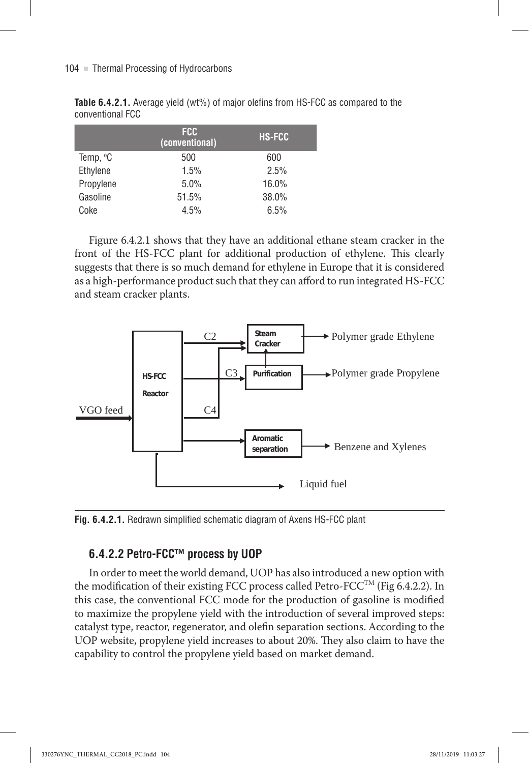**Table 6.4.2.1.** Average yield (wt%) of major olefins from HS-FCC as compared to the conventional FCC

| | FCC (conventional) | HS-FCC |
|---|---|---|
| Temp, °C | 500 | 600 |
| Ethylene | 1.5% | 2.5% |
| Propylene | 5.0% | 16.0% |
| Gasoline | 51.5% | 38.0% |
| Coke | 4.5% | 6.5% |

Figure 6.4.2.1 shows that they have an additional ethane steam cracker in the front of the HS-FCC plant for additional production of ethylene. This clearly suggests that there is so much demand for ethylene in Europe that it is considered as a high-performance product such that they can afford to run integrated HS-FCC and steam cracker plants.

HS-FCC Reactor

VGO feed

C2

C3

C4

Steam Cracker

Purification

Aromatic separation

Polymer grade Ethylene

Polymer grade Propylene

Benzene and Xylenes

Liquid fuel

**Fig. 6.4.2.1.** Redrawn simplified schematic diagram of Axens HS-FCC plant

### 6.4.2.2 Petro-FCC™ process by UOP

In order to meet the world demand, UOP has also introduced a new option with the modification of their existing FCC process called Petro-FCC™ (Fig 6.4.2.2). In this case, the conventional FCC mode for the production of gasoline is modified to maximize the propylene yield with the introduction of several improved steps: catalyst type, reactor, regenerator, and olefin separation sections. According to the UOP website, propylene yield increases to about 20%. They also claim to have the capability to control the propylene yield based on market demand.